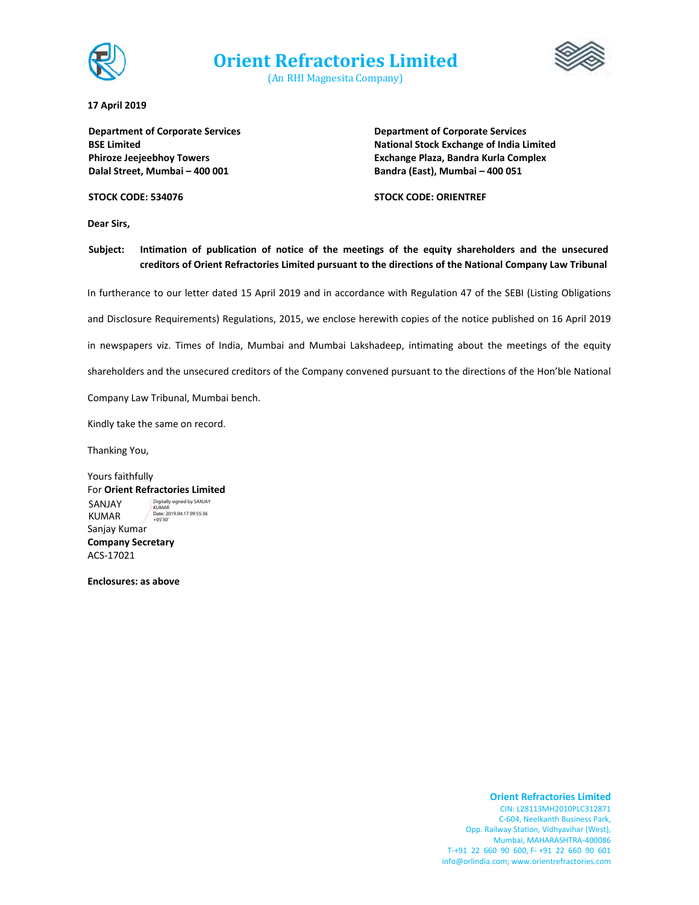# Orient Refractories Limited

(An RHI Magnesita Company)

**17 April 2019**

**Department of Corporate Services**
**BSE Limited**
**Phiroze Jeejeebhoy Towers**
**Dalal Street, Mumbai – 400 001**

**STOCK CODE: 534076**

**Department of Corporate Services**
**National Stock Exchange of India Limited**
**Exchange Plaza, Bandra Kurla Complex**
**Bandra (East), Mumbai – 400 051**

**STOCK CODE: ORIENTREF**

**Dear Sirs,**

**Subject: Intimation of publication of notice of the meetings of the equity shareholders and the unsecured creditors of Orient Refractories Limited pursuant to the directions of the National Company Law Tribunal**

In furtherance to our letter dated 15 April 2019 and in accordance with Regulation 47 of the SEBI (Listing Obligations and Disclosure Requirements) Regulations, 2015, we enclose herewith copies of the notice published on 16 April 2019 in newspapers viz. Times of India, Mumbai and Mumbai Lakshadeep, intimating about the meetings of the equity shareholders and the unsecured creditors of the Company convened pursuant to the directions of the Hon'ble National Company Law Tribunal, Mumbai bench.

Kindly take the same on record.

Thanking You,

Yours faithfully
For **Orient Refractories Limited**

SANJAY KUMAR
Digitally signed by SANJAY KUMAR
Date: 2019.04.17 09:55:36 +05'30'

Sanjay Kumar
**Company Secretary**
ACS-17021

**Enclosures: as above**

**Orient Refractories Limited**
CIN: L28113MH2010PLC312871
C-604, Neelkanth Business Park,
Opp. Railway Station, Vidhyavihar (West),
Mumbai, MAHARASHTRA-400086
T-+91 22 660 90 600, F- +91 22 660 90 601
info@orlindia.com; www.orientrefractories.com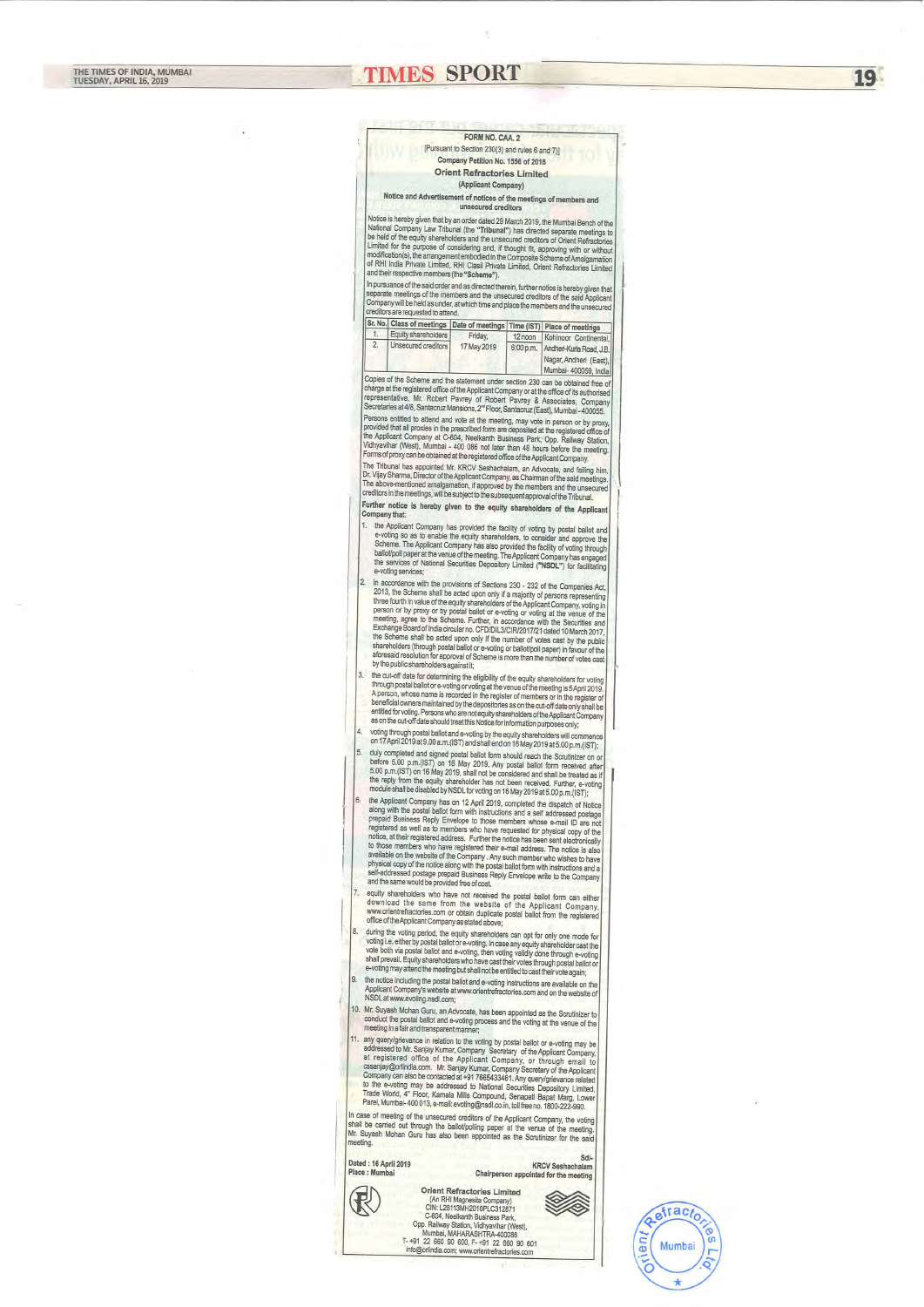FORM NO. CAA. 2

[Pursuant to Section 230(3) and rules 6 and 7)]

Company Petition No. 1556 of 2018

## Orient Refractories Limited

(Applicant Company)

### Notice and Advertisement of notices of the meetings of members and unsecured creditors

Notice is hereby given that by an order dated 29 March 2019, the Mumbai Bench of the National Company Law Tribunal (the **"Tribunal"**) has directed separate meetings to be held of the equity shareholders and the unsecured creditors of Orient Refractories Limited for the purpose of considering and, if thought fit, approving with or without modification(s), the arrangement embodied in the Composite Scheme of Amalgamation of RHI India Private Limited, RHI Clasil Private Limited, Orient Refractories Limited and their respective members (the **"Scheme"**).

In pursuance of the said order and as directed therein, further notice is hereby given that separate meetings of the members and the unsecured creditors of the said Applicant Company will be held as under, at which time and place the members and the unsecured creditors are requested to attend.

| Sr. No. | Class of meetings | Date of meetings | Time (IST) | Place of meetings |
|---|---|---|---|---|
| 1. | Equity shareholders | Friday, 17 May 2019 | 12 noon | Kohinoor Continental, Andheri-Kurla Road, J.B. Nagar, Andheri (East), Mumbai- 400059, India |
| 2. | Unsecured creditors | | 6:00 p.m. | |

Copies of the Scheme and the statement under section 230 can be obtained free of charge at the registered office of the Applicant Company or at the office of its authorised representative, Mr. Robert Pavrey of Robert Pavrey & Associates, Company Secretaries at 4/8, Santacruz Mansions, 2nd Floor, Santacruz (East), Mumbai - 400055.

Persons entitled to attend and vote at the meeting, may vote in person or by proxy, provided that all proxies in the prescribed form are deposited at the registered office of the Applicant Company at C-604, Neelkanth Business Park, Opp. Railway Station, Vidhyavihar (West), Mumbai - 400 086 not later than 48 hours before the meeting. Forms of proxy can be obtained at the registered office of the Applicant Company.

The Tribunal has appointed Mr. KRCV Seshachalam, an Advocate, and failing him, Dr. Vijay Sharma, Director of the Applicant Company, as Chairman of the said meetings. The above-mentioned amalgamation, if approved by the members and the unsecured creditors in the meetings, will be subject to the subsequent approval of the Tribunal.

**Further notice is hereby given to the equity shareholders of the Applicant Company that:**

1. the Applicant Company has provided the facility of voting by postal ballot and e-voting so as to enable the equity shareholders, to consider and approve the Scheme. The Applicant Company has also provided the facility of voting through ballot/poll paper at the venue of the meeting. The Applicant Company has engaged the services of National Securities Depository Limited ("NSDL") for facilitating e-voting services;
2. in accordance with the provisions of Sections 230 - 232 of the Companies Act, 2013, the Scheme shall be acted upon only if a majority of persons representing three fourth in value of the equity shareholders of the Applicant Company, voting in person or by proxy or by postal ballot or e-voting or voting at the venue of the meeting, agree to the Scheme. Further, in accordance with the Securities and Exchange Board of India circular no. CFD/DIL3/CIR/2017/21 dated 10 March 2017, the Scheme shall be acted upon only if the number of votes cast by the public shareholders (through postal ballot or e-voting or ballot/poll paper) in favour of the aforesaid resolution for approval of Scheme is more than the number of votes cast by the public shareholders against it;
3. the cut-off date for determining the eligibility of the equity shareholders for voting through postal ballot or e-voting or voting at the venue of the meeting is 5 April 2019. A person, whose name is recorded in the register of members or in the register of beneficial owners maintained by the depositories as on the cut-off date only shall be entitled for voting. Persons who are not equity shareholders of the Applicant Company as on the cut-off date should treat this Notice for information purposes only;
4. voting through postal ballot and e-voting by the equity shareholders will commence on 17 April 2019 at 9.00 a.m.(IST) and shall end on 16 May 2019 at 5.00 p.m.(IST);
5. duly completed and signed postal ballot form should reach the Scrutinizer on or before 5.00 p.m.(IST) on 16 May 2019. Any postal ballot form received after 5.00 p.m.(IST) on 16 May 2019, shall not be considered and shall be treated as if the reply from the equity shareholder has not been received. Further, e-voting module shall be disabled by NSDL for voting on 16 May 2019 at 5.00 p.m.(IST);
6. the Applicant Company has on 12 April 2019, completed the dispatch of Notice along with the postal ballot form with instructions and a self addressed postage prepaid Business Reply Envelope to those members whose e-mail ID are not registered as well as to members who have requested for physical copy of the notice, at their registered address. Further the notice has been sent electronically to those members who have registered their e-mail address. The notice is also available on the website of the Company. Any such member who wishes to have physical copy of the notice along with the postal ballot form with instructions and a self-addressed postage prepaid Business Reply Envelope write to the Company and the same would be provided free of cost.
7. equity shareholders who have not received the postal ballot form can either download the same from the website of the Applicant Company, www.orientrefractories.com or obtain duplicate postal ballot from the registered office of the Applicant Company as stated above;
8. during the voting period, the equity shareholders can opt for only one mode for voting i.e. either by postal ballot or e-voting. In case any equity shareholder cast the vote both via postal ballot and e-voting, then voting validly done through e-voting shall prevail. Equity shareholders who have cast their votes through postal ballot or e-voting may attend the meeting but shall not be entitled to cast their vote again;
9. the notice including the postal ballot and e-voting instructions are available on the Applicant Company's website at www.orientrefractories.com and on the website of NSDL at www.evoting.nsdl.com;
10. Mr. Suyash Mohan Guru, an Advocate, has been appointed as the Scrutinizer to conduct the postal ballot and e-voting process and the voting at the venue of the meeting in a fair and transparent manner;
11. any query/grievance in relation to the voting by postal ballot or e-voting may be addressed to Mr. Sanjay Kumar, Company Secretary of the Applicant Company, at registered office of the Applicant Company, or through email to cssanjay@orlindia.com. Mr. Sanjay Kumar, Company Secretary of the Applicant Company can also be contacted at +91 7665433461. Any query/grievance related to the e-voting may be addressed to National Securities Depository Limited, Trade World, 4th Floor, Kamala Mills Compound, Senapati Bapat Marg, Lower Parel, Mumbai- 400 013, e-mail: evoting@nsdl.co.in, toll free no. 1800-222-990.

In case of meeting of the unsecured creditors of the Applicant Company, the voting shall be carried out through the ballot/polling paper at the venue of the meeting. Mr. Suyash Mohan Guru has also been appointed as the Scrutinizer for the said meeting.

Dated : 16 April 2019
Place : Mumbai

Sd/-
KRCV Seshachalam
Chairperson appointed for the meeting

**Orient Refractories Limited**
(An RHI Magnesita Company)
CIN: L28113MH2010PLC312871
C-604, Neelkanth Business Park,
Opp. Railway Station, Vidhyavihar (West),
Mumbai, MAHARASHTRA-400086
T: +91 22 660 90 600, F: +91 22 660 90 601
info@orlindia.com; www.orientrefractories.com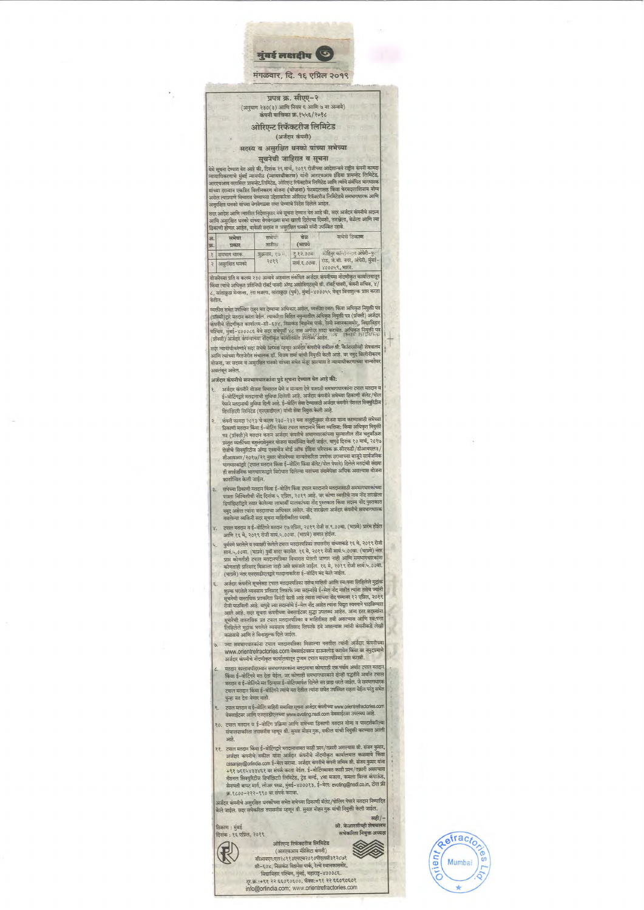मुंबई लक्षदीप

मंगळवार, दि. १६ एप्रिल २०१९

# प्रपत्र क्र. सीएए-२

(अनुभाग २३०(३) आणि नियम ६ आणि ७ या अन्वये)

कंपनी याचिका क्र.१५५६/२०१८

## ओरिएन्ट रिफॅक्टरीज लिमिटेड

(अर्जदार कंपनी)

### सदस्य व असुरक्षित धनको यांच्या सभेच्या सूचनेची जाहिरात व सूचना

येथे सूचना देण्यात येत आहे की, दिनांक २९ मार्च, २०१९ रोजीच्या आदेशान्वये राष्ट्रीय कंपनी कायदा न्यायाधिकरणाचे मुंबई न्यायपीठ (न्यायाधीकरण) यांनी आरएचआय इंडिया प्रायव्हेट लिमिटेड, आरएचआय क्लासिल प्रायव्हेट लिमिटेड, ओरिएन्ट रिफॅक्टरीज लिमिटेड आणि त्यांचे संबंधित भागधारक यांच्या दरम्यान एकत्रित विलीनकरण योजना (योजना) फेरबदलासह किंवा फेरबदलाशिवाय योग्य असेल त्याप्रमाणे विचारात घेण्याच्या उद्देशाकरिता ओरिएन्ट रिफॅक्टरीज लिमिटेडचे समभागधारक आणि असुरक्षित धनको यांच्या वेगवेगळ्या सभा घेण्याचे निर्देश दिलेले आहेत.

सदर आदेश आणि त्यातील निर्देशानुसार येथे सूचना देण्यात येत आहे की, सदर अर्जदार कंपनीचे सदस्य आणि असुरक्षित धनको यांच्या वेगवेगळ्या सभा खाली दिलेल्या दिवशी, तारखेला, वेळेला आणि त्या ठिकाणी होणार आहेत, याकेरी सदस्य व असुरक्षित धनको यांनी उपस्थित रहावे.

| अ. क्र. | सभेचा प्रकार | सभेची तारीख | वेळ (भाप्रवे) | सभेचे ठिकाण |
|---|---|---|---|---|
| १ | समभाग धारक | शुक्रवार, १७ मे, २०१९ | दु.१२.००वा | कोहिनूर कॉन्टिनेन्टल अंधेरी-कुर्ला रोड, जे.बी. नगर, अंधेरी, मुंबई-४०००५९, भारत. |
| २ | असुरक्षित धनको | | सायं.६.००वा | |

योजनेच्या प्रति व कलम २३० अन्वये अहवाल संबंधित अर्जदार कंपनीच्या नोंदणीकृत कार्यालयातून किंवा त्यांचे अधिकृत प्रतिनिधी रॉबर्ट पारसी ॲण्ड असोसिएट्सचे श्री. रॉबर्ट पारसी, कंपनी सचिव, ४/८, सांताक्रुझ मेन्शन, ३रा मजला, सांताक्रुझ (पुर्व), मुंबई-४०००५५ येथून विनाशुल्क प्राप्त करता येईल.

व्यक्तीश उपस्थित राहून मत देण्याचा अधिकार असेल, व्यक्तीश स्वत: किंवा अधिकृत नियुक्ती पत्र (प्रॉक्सी)द्वारे मतदान करता येईल. त्याकरिता विहित नमुन्यातील अधिकृत नियुक्ती पत्र (प्रॉक्सी) अर्जदार कंपनीचे नोंदणीकृत कार्यालय-सी-५०४, निओफ्लेक्स बिझनेस पार्क, रेल्वे स्थानकासमोर, विद्याविहार पश्चिम, मुंबई-४०००८६ येथे सदर सभेपूर्वी ४८ तास अगोदर सादर करावेत. अधिकृत नियुक्ती पत्र (प्रॉक्सी) अर्जदार कंपनीच्या नोंदणीकृत कार्यालयात उपलब्ध आहे.

सदर न्यायाधिकरणाने सदर सभेचे अध्यक्ष म्हणून अर्जदार कंपनीचे वकील श्री. केआरसीव्ही शेषचलम आणि त्यांच्या गैरहजेरीत संचालक डॉ. विजय शर्मा यांची नियुक्ती केली आहे. वर नमुद विलीनीकरण योजना, जर सदस्य व असुरक्षित धनको यांच्या सभेत मंजूर झाल्यास ते न्यायाधीकरणाच्या मान्यतेवर अवलंबून असेल.

**अर्जदार कंपनीचे समभागधारकांना पुढे सूचना देण्यात येत आहे की:**

१. अर्जदार कंपनीने योजना विचारात घेणे व मान्यता देणे याकरिता समभागधारकांना टपाल मतदान व ई-वोटिंगद्वारे मतदानाची सुविधा दिलेली आहे. अर्जदार कंपनीने सभेच्या ठिकाणी बॅलेट/पोल पेपरने मतदानाची सुविधा दिली आहे. ई-वोटिंग सेवा देण्यासाठी अर्जदार कंपनीने नॅशनल सिक्युरिटीज डिपॉझिटरी लिमिटेड (एनएसडीएल) यांची सेवा नियुक्त केली आहे.

२. कंपनी कायदा २०१३ चे कलम २३०-२३२ च्या तरतुदीनुसार योजना मान्य करण्यासाठी सभेच्या ठिकाणी मतदान किंवा ई-वोटिंग किंवा टपाल मतदानाने किंवा व्यक्तिश: किंवा अधिकृत नियुक्ती पत्र (प्रॉक्सी)ने मतदान करून अर्जदार कंपनीचे समभागधारकांच्या मुल्यातील तीन चतुर्थांश प्रस्तुत व्यक्तींच्या बहुसंख्येनुसार योजना कार्यान्वित केली जाईल. भारतीय प्रतिभुती व विनिमय मंडळ (सेबी) यांनी दिनांक १० मार्च, २०१७ रोजीचे सिक्युरिटीज ॲण्ड एक्सचेंज बोर्ड ऑफ इंडिया परिपत्रक क्र.सीएफडी/डीआयएल३/सीआयआर/२०१७/२१ नुसार योजनेच्या मान्यतेकरिता उपरोक्त ठरावाच्या बाजूने सार्वजनिक भागधारकांद्वारे (टपाल मतदान किंवा ई-वोटिंग किंवा बॅलेट/पोल पेपरने) दिलेले मतांची संख्या ही सार्वजनिक भागधारकाद्वारे विरोधात दिलेल्या मतांच्या संख्येपेक्षा अधिक असल्यास योजना कार्यान्वित केली जाईल.

३. सभेच्या ठिकाणी मतदान किंवा ई-वोटिंग किंवा टपाल मतदानाने मतदानासाठी समभागधारकांच्या पात्रता निश्चितीची नोंद दिनांक ५ एप्रिल, २०१९ आहे. जर कोणा व्यक्तीचे नाव नोंद तारखेला डिपॉझिटरीद्वारे तयार केलेल्या लाभार्थी मालकांच्या नोंद पुस्तकात किंवा सदस्य नोंद पुस्तकात नमुद असेल त्यांना मतदानाचा अधिकार असेल. नोंद तारखेला अर्जदार कंपनीचे समभागधारक नसलेल्या व्यक्तीनी सदर सूचना माहितीकरिता घ्यावी.

४. टपाल मतदान व ई-वोटिंगने मतदान १७ एप्रिल, २०१९ रोजी स.९.००वा. (भाप्रवे) प्रारंभ होईल आणि १६ मे, २०१९ रोजी सायं.५.००वा. (भाप्रवे) समाप्त होईल.

५. पुर्णपणे भरलेले व स्वाक्षरी केलेले टपाल मतदानपत्रिका तपासनीस यांच्याकडे १६ मे, २०१९ रोजी सायं.५.००वा. (भाप्रवे) पुर्वी सादर करावेत. १६ मे, २०१९ रोजी सायं.५.००वा. (भाप्रवे) नंतर प्राप्त कोणतीही टपाल मतदानपत्रिका विचारात घेतली जाणार नाही आणि समभागधारकांना कोणताही प्रतिसाद मिळाला नाही असे समजले जाईल. १६ मे, २०१९ रोजी सायं.५.००वा. (भाप्रवे) नंतर एनएसडीएलद्वारे मतदानाकरिता ई-वोटिंग बंद केले जाईल.

६. अर्जदार कंपनीने सूचनेसह टपाल मतदानपत्रिका सदेच माहिती आणि स्वःपत्ता लिहिलेले मुद्रांक शुल्क भरलेले व्यवसाय प्रतिसाद लिफाफे ज्या सदस्यांचे ई-मेल नोंद नाहीत त्यांना तसेच ज्यांनी सूचनेची वास्तविक प्रतकरिता विनंती केली आहे त्यांना त्यांच्या नोंद पत्त्यावर १२ एप्रिल, २०१९ रोजी पाठविली आहे. बाकी ज्या सदस्यांचे ई-मेल नोंद आहेत त्यांना विद्युत स्वरुपाने पाठविण्यात आले आहे. सदर सूचना कंपनीच्या वेबसाईटवर सुद्धा उपलब्ध आहे. अन्य इतर सदस्यांना सूचनेची वास्तविक प्रत टपाल मतदानपत्रिका व माहितीसह हवी असल्यास आणि स्वःपत्ता लिहिलेले मुद्रांक भरलेले व्यवसाय प्रतिसाद लिफाफे हवे असल्यास त्यांनी कंपनीकडे लेखी कळवावे आणि ते विनाशुल्क दिले जाईल.

७. ज्या समभागधारकांना टपाल मतदानपत्रिका मिळाल्या नसतील त्यांनी अर्जदार कंपनीच्या www.orientrefractories.com वेबसाईटवरून डाऊनलोड करावेत किंवा वर नमुदप्रमाणे अर्जदार कंपनीचे नोंदणीकृत कार्यालयातून दुय्यम टपाल मतदानपत्रिका प्राप्त करावी.

८. मतदान कालावधीदरम्यान समभागधारकांना मतदानाचा कोणताही एक पर्याय अर्थात टपाल मतदान किंवा ई-वोटिंगने मत देता येईल. जर कोणाही समभागधारकाने दोन्ही पद्धतीने अर्थात टपाल मतदान व ई-वोटिंगने मत दिल्यास ई-वोटिंगमार्फत दिलेले मत ग्राह्य धरले जाईल. जे समभागधारक टपाल मतदान किंवा ई-वोटिंगने त्यांचे मत देतील त्यांना सभेत उपस्थित राहता येईल परंतु सभेत पुन्हा मत देता येणार नाही.

९. टपाल मतदान व ई-वोटिंग माहिती समाविष्ट सूचना अर्जदार कंपनीच्या www.orientrefractories.com वेबसाईटवर आणि एनएसडीएलच्या www.evoting.nsdl.com वेबसाईटवर उपलब्ध आहे.

१०. टपाल मतदान व ई-वोटिंग प्रक्रिया आणि सभेच्या ठिकाणी मतदान योग्य व पारदर्शकरित्या संचालनाकरिता तपासनीस म्हणून श्री. सुधा मोहन गुरु, वकील यांची नियुक्ती करण्यात आली आहे.

११. टपाल मतदान किंवा ई-वोटिंगद्वारे मतदानाबाबत काही प्रश्न/तक्रारी असल्यास श्री. संजय कुमार, अर्जदार कंपनीचे वकील यांना अर्जदार कंपनीचे नोंदणीकृत कार्यालयात कळवावे किंवा cssanjay@orlindia.com ई-मेल करावा. अर्जदार कंपनीचे कंपनी सचिव श्री. संजय कुमार यांना +९१ ७६६५४३३४६१ वर संपर्क करता येईल. ई-वोटिंगबाबत काही प्रश्न/तक्रारी असल्यास नॅशनल सिक्युरिटीज डिपॉझिटरी लिमिटेड, ट्रेड वर्ल्ड, ४था मजला, कमला मिल्स कंपाऊंड, सेनापती बापट मार्ग, लोअर परळ, मुंबई-४०००१३, ई-मेल: evoting@nsdl.co.in, टोल फ्री क्र.१८००-२२२-९९० वर संपर्क करावा.

अर्जदार कंपनीचे असुरक्षित धनकोच्या सभेत सभेच्या ठिकाणी बॅलेट/पोलिंग पेपरने मतदान निश्चित केले जाईल. सदर सभेकरिता तपासनीस म्हणून श्री. सुधा मोहन गुरु यांची नियुक्ती केली आहे.

सही/-

श्री. केआरसीव्ही शेषचलम

सभेकरिता नियुक्त अध्यक्ष

ठिकाण : मुंबई

दिनांक : १६ एप्रिल, २०१९

**ओरिएन्ट रिफॅक्टरीज लिमिटेड**

(आरएचआय मॅग्नेसिटा कंपनी)

सीआयएन:एल२८११३एमएच२०१०पीएलसी३१२८७१

सी-५०४, निओफ्लेक्स बिझनेस पार्क, रेल्वे स्थानकासमोर,

विद्याविहार पश्चिम, मुंबई, महाराष्ट्र-४०००८६.

दूर.क्र.:+९१ २२ ६६०९०६००, फॅक्स:+९१ २२ ६६०९०६०१

info@orlindia.com; www.orientrefractories.com